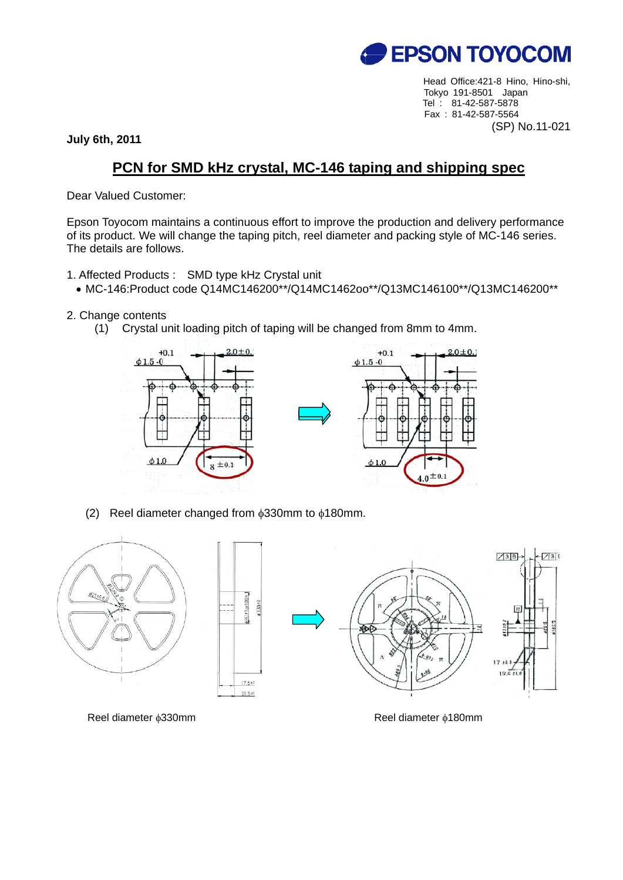**EPSON TOYOCOM**

Head Office:421-8 Hino, Hino-shi,
Tokyo 191-8501 Japan
Tel : 81-42-587-5878
Fax : 81-42-587-5564

(SP) No.11-021

**July 6th, 2011**

# PCN for SMD kHz crystal, MC-146 taping and shipping spec

Dear Valued Customer:

Epson Toyocom maintains a continuous effort to improve the production and delivery performance of its product. We will change the taping pitch, reel diameter and packing style of MC-146 series. The details are follows.

1. Affected Products : SMD type kHz Crystal unit
   - MC-146:Product code Q14MC146200**/Q14MC1462oo**/Q13MC146100**/Q13MC146200**

2. Change contents
   (1) Crystal unit loading pitch of taping will be changed from 8mm to 4mm.

   (2) Reel diameter changed from ϕ330mm to ϕ180mm.

Reel diameter ϕ330mm

Reel diameter ϕ180mm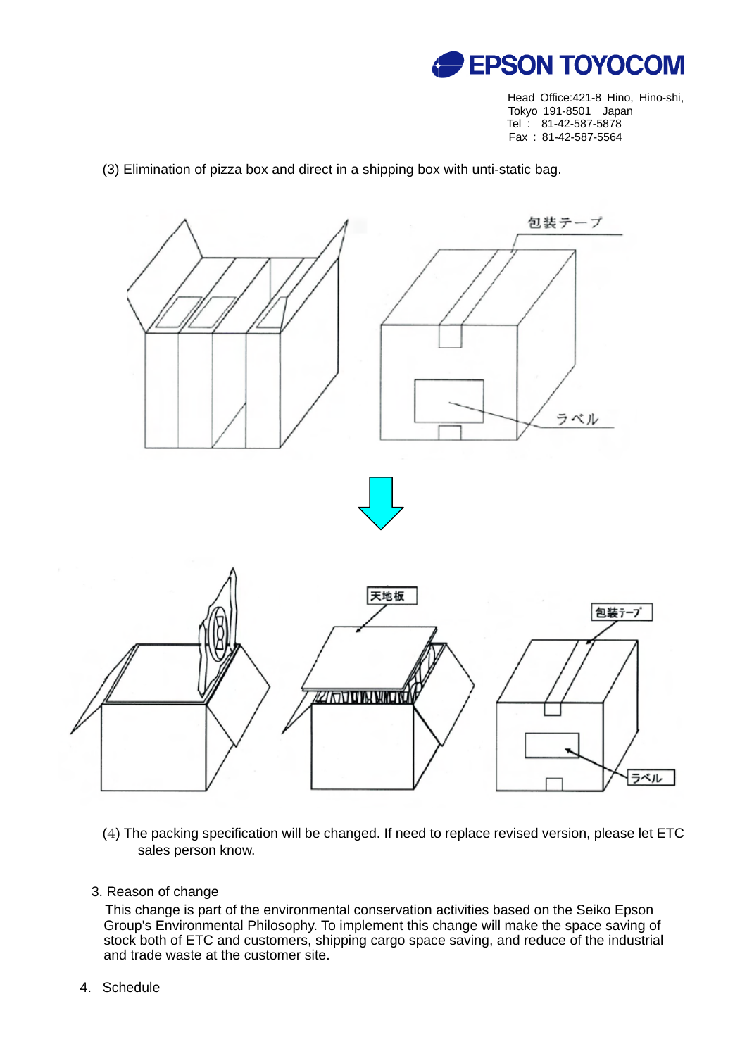(3) Elimination of pizza box and direct in a shipping box with unti-static bag.

(4) The packing specification will be changed. If need to replace revised version, please let ETC sales person know.

3. Reason of change

This change is part of the environmental conservation activities based on the Seiko Epson Group's Environmental Philosophy. To implement this change will make the space saving of stock both of ETC and customers, shipping cargo space saving, and reduce of the industrial and trade waste at the customer site.

4. Schedule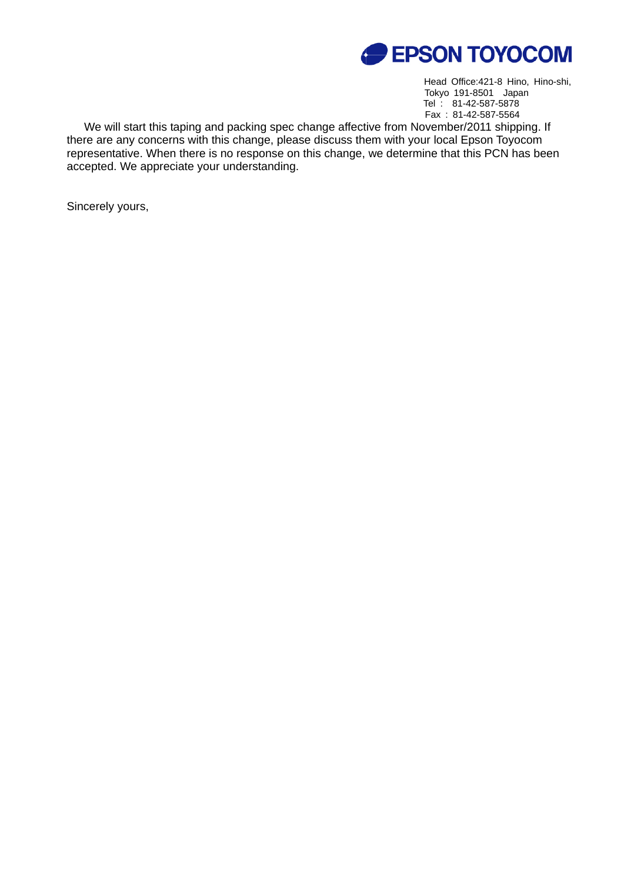EPSON TOYOCOM

Head Office:421-8 Hino, Hino-shi,
Tokyo 191-8501 Japan
Tel : 81-42-587-5878
Fax : 81-42-587-5564

We will start this taping and packing spec change affective from November/2011 shipping. If there are any concerns with this change, please discuss them with your local Epson Toyocom representative. When there is no response on this change, we determine that this PCN has been accepted. We appreciate your understanding.

Sincerely yours,